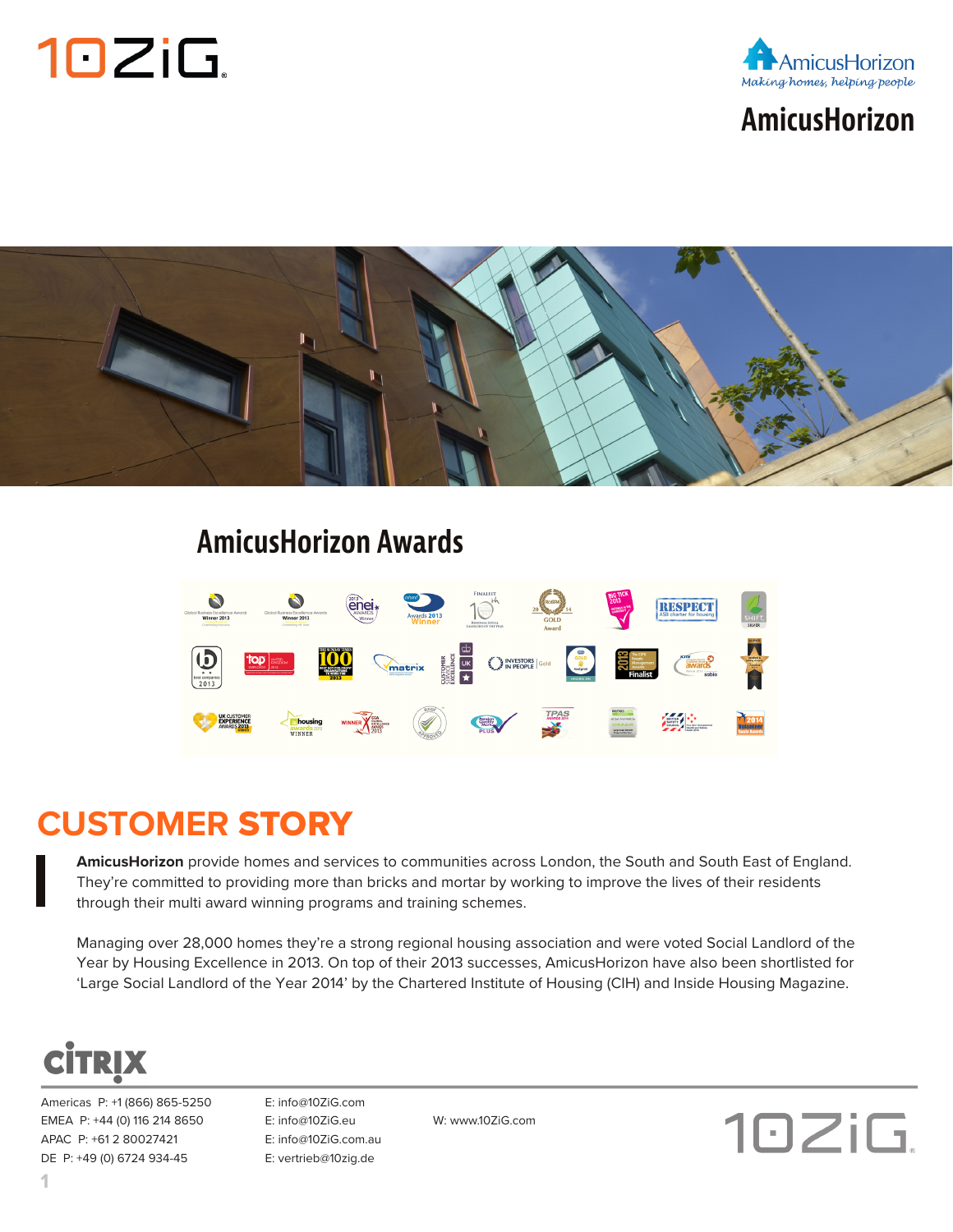# AmicusHorizon

*Making homes, helping people*

## AmicusHorizon Awards

## CUSTOMER STORY

**AmicusHorizon** provide homes and services to communities across London, the South and South East of England. They're committed to providing more than bricks and mortar by working to improve the lives of their residents through their multi award winning programs and training schemes.

Managing over 28,000 homes they're a strong regional housing association and were voted Social Landlord of the Year by Housing Excellence in 2013. On top of their 2013 successes, AmicusHorizon have also been shortlisted for 'Large Social Landlord of the Year 2014' by the Chartered Institute of Housing (CIH) and Inside Housing Magazine.

Americas P: +1 (866) 865-5250 E: info@10ZiG.com
EMEA P: +44 (0) 116 214 8650 E: info@10ZiG.eu
APAC P: +61 2 80027421 E: info@10ZiG.com.au
DE P: +49 (0) 6724 934-45 E: vertrieb@10zig.de

W: www.10ZiG.com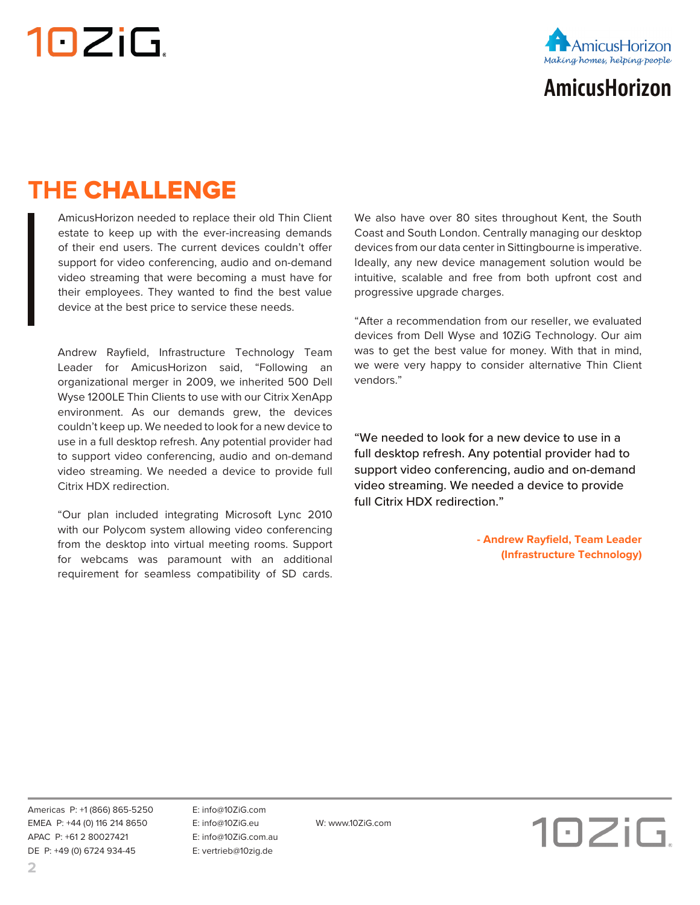# THE CHALLENGE

AmicusHorizon needed to replace their old Thin Client estate to keep up with the ever-increasing demands of their end users. The current devices couldn't offer support for video conferencing, audio and on-demand video streaming that were becoming a must have for their employees. They wanted to find the best value device at the best price to service these needs.

Andrew Rayfield, Infrastructure Technology Team Leader for AmicusHorizon said, "Following an organizational merger in 2009, we inherited 500 Dell Wyse 1200LE Thin Clients to use with our Citrix XenApp environment. As our demands grew, the devices couldn't keep up. We needed to look for a new device to use in a full desktop refresh. Any potential provider had to support video conferencing, audio and on-demand video streaming. We needed a device to provide full Citrix HDX redirection.

"Our plan included integrating Microsoft Lync 2010 with our Polycom system allowing video conferencing from the desktop into virtual meeting rooms. Support for webcams was paramount with an additional requirement for seamless compatibility of SD cards. We also have over 80 sites throughout Kent, the South Coast and South London. Centrally managing our desktop devices from our data center in Sittingbourne is imperative. Ideally, any new device management solution would be intuitive, scalable and free from both upfront cost and progressive upgrade charges.

"After a recommendation from our reseller, we evaluated devices from Dell Wyse and 10ZiG Technology. Our aim was to get the best value for money. With that in mind, we were very happy to consider alternative Thin Client vendors."

"We needed to look for a new device to use in a full desktop refresh. Any potential provider had to support video conferencing, audio and on-demand video streaming. We needed a device to provide full Citrix HDX redirection."

**- Andrew Rayfield, Team Leader (Infrastructure Technology)**

Americas P: +1 (866) 865-5250 E: info@10ZiG.com
EMEA P: +44 (0) 116 214 8650 E: info@10ZiG.eu W: www.10ZiG.com
APAC P: +61 2 80027421 E: info@10ZiG.com.au
DE P: +49 (0) 6724 934-45 E: vertrieb@10zig.de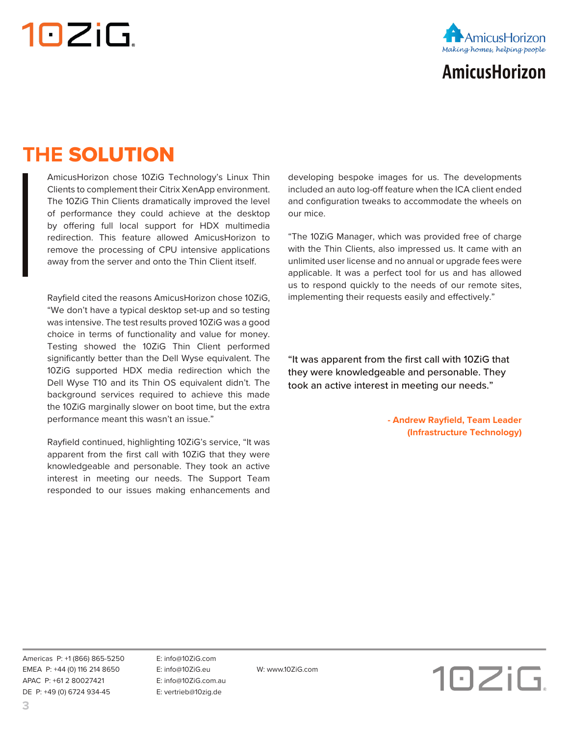## THE SOLUTION

AmicusHorizon chose 10ZiG Technology's Linux Thin Clients to complement their Citrix XenApp environment. The 10ZiG Thin Clients dramatically improved the level of performance they could achieve at the desktop by offering full local support for HDX multimedia redirection. This feature allowed AmicusHorizon to remove the processing of CPU intensive applications away from the server and onto the Thin Client itself.

Rayfield cited the reasons AmicusHorizon chose 10ZiG, "We don't have a typical desktop set-up and so testing was intensive. The test results proved 10ZiG was a good choice in terms of functionality and value for money. Testing showed the 10ZiG Thin Client performed significantly better than the Dell Wyse equivalent. The 10ZiG supported HDX media redirection which the Dell Wyse T10 and its Thin OS equivalent didn't. The background services required to achieve this made the 10ZiG marginally slower on boot time, but the extra performance meant this wasn't an issue."

Rayfield continued, highlighting 10ZiG's service, "It was apparent from the first call with 10ZiG that they were knowledgeable and personable. They took an active interest in meeting our needs. The Support Team responded to our issues making enhancements and developing bespoke images for us. The developments included an auto log-off feature when the ICA client ended and configuration tweaks to accommodate the wheels on our mice.

"The 10ZiG Manager, which was provided free of charge with the Thin Clients, also impressed us. It came with an unlimited user license and no annual or upgrade fees were applicable. It was a perfect tool for us and has allowed us to respond quickly to the needs of our remote sites, implementing their requests easily and effectively."

> "It was apparent from the first call with 10ZiG that they were knowledgeable and personable. They took an active interest in meeting our needs."
>
> **- Andrew Rayfield, Team Leader (Infrastructure Technology)**

Americas P: +1 (866) 865-5250 E: info@10ZiG.com
EMEA P: +44 (0) 116 214 8650 E: info@10ZiG.eu W: www.10ZiG.com
APAC P: +61 2 80027421 E: info@10ZiG.com.au
DE P: +49 (0) 6724 934-45 E: vertrieb@10zig.de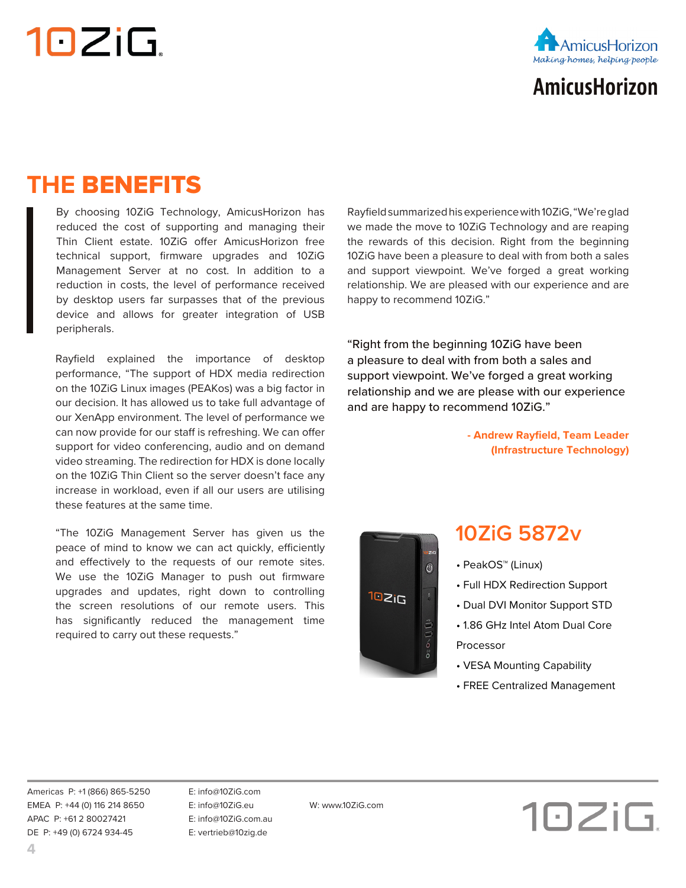# THE BENEFITS

By choosing 10ZiG Technology, AmicusHorizon has reduced the cost of supporting and managing their Thin Client estate. 10ZiG offer AmicusHorizon free technical support, firmware upgrades and 10ZiG Management Server at no cost. In addition to a reduction in costs, the level of performance received by desktop users far surpasses that of the previous device and allows for greater integration of USB peripherals.

Rayfield explained the importance of desktop performance, "The support of HDX media redirection on the 10ZiG Linux images (PEAKos) was a big factor in our decision. It has allowed us to take full advantage of our XenApp environment. The level of performance we can now provide for our staff is refreshing. We can offer support for video conferencing, audio and on demand video streaming. The redirection for HDX is done locally on the 10ZiG Thin Client so the server doesn't face any increase in workload, even if all our users are utilising these features at the same time.

"The 10ZiG Management Server has given us the peace of mind to know we can act quickly, efficiently and effectively to the requests of our remote sites. We use the 10ZiG Manager to push out firmware upgrades and updates, right down to controlling the screen resolutions of our remote users. This has significantly reduced the management time required to carry out these requests."

Rayfield summarized his experience with 10ZiG, "We're glad we made the move to 10ZiG Technology and are reaping the rewards of this decision. Right from the beginning 10ZiG have been a pleasure to deal with from both a sales and support viewpoint. We've forged a great working relationship. We are pleased with our experience and are happy to recommend 10ZiG."

"Right from the beginning 10ZiG have been a pleasure to deal with from both a sales and support viewpoint. We've forged a great working relationship and we are please with our experience and are happy to recommend 10ZiG."

**- Andrew Rayfield, Team Leader (Infrastructure Technology)**

## 10ZiG 5872v

- PeakOS™ (Linux)
- Full HDX Redirection Support
- Dual DVI Monitor Support STD
- 1.86 GHz Intel Atom Dual Core Processor
- VESA Mounting Capability
- FREE Centralized Management

Americas P: +1 (866) 865-5250 E: info@10ZiG.com
EMEA P: +44 (0) 116 214 8650 E: info@10ZiG.eu W: www.10ZiG.com
APAC P: +61 2 80027421 E: info@10ZiG.com.au
DE P: +49 (0) 6724 934-45 E: vertrieb@10zig.de